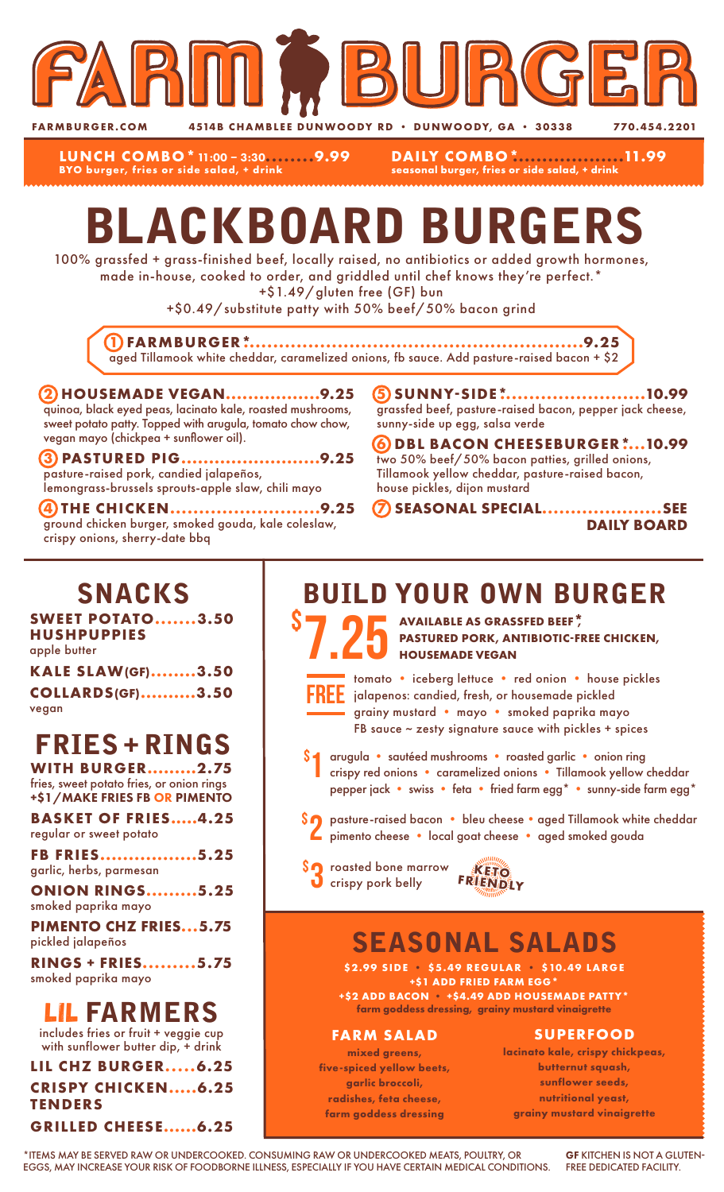# FARM BURGER

FARMBURGER.COM 4514B CHAMBLEE DUNWOODY RD • DUNWOODY, GA • 30338 770.454.2201

**LUNCH COMBO* 11:00 – 3:30........9.99**
BYO burger, fries or side salad, + drink

**DAILY COMBO*..................11.99**
seasonal burger, fries or side salad, + drink

# BLACKBOARD BURGERS

100% grassfed + grass-finished beef, locally raised, no antibiotics or added growth hormones, made in-house, cooked to order, and griddled until chef knows they're perfect.*
+$1.49/gluten free (GF) bun
+$0.49/substitute patty with 50% beef/50% bacon grind

**1 FARMBURGER*........................................................9.25**
aged Tillamook white cheddar, caramelized onions, fb sauce. Add pasture-raised bacon + $2

**2 HOUSEMADE VEGAN.................9.25**
quinoa, black eyed peas, lacinato kale, roasted mushrooms, sweet potato patty. Topped with arugula, tomato chow chow, vegan mayo (chickpea + sunflower oil).

**3 PASTURED PIG.........................9.25**
pasture-raised pork, candied jalapeños, lemongrass-brussels sprouts-apple slaw, chili mayo

**4 THE CHICKEN..........................9.25**
ground chicken burger, smoked gouda, kale coleslaw, crispy onions, sherry-date bbq

**5 SUNNY-SIDE*........................10.99**
grassfed beef, pasture-raised bacon, pepper jack cheese, sunny-side up egg, salsa verde

**6 DBL BACON CHEESEBURGER*...10.99**
two 50% beef/50% bacon patties, grilled onions, Tillamook yellow cheddar, pasture-raised bacon, house pickles, dijon mustard

**7 SEASONAL SPECIAL.....................SEE DAILY BOARD**

## SNACKS

**SWEET POTATO HUSHPUPPIES.......3.50**
apple butter

**KALE SLAW(GF)........3.50**

**COLLARDS(GF)..........3.50**
vegan

## FRIES + RINGS

**WITH BURGER.........2.75**
fries, sweet potato fries, or onion rings
**+$1/MAKE FRIES FB OR PIMENTO**

**BASKET OF FRIES.....4.25**
regular or sweet potato

**FB FRIES.................5.25**
garlic, herbs, parmesan

**ONION RINGS.........5.25**
smoked paprika mayo

**PIMENTO CHZ FRIES...5.75**
pickled jalapeños

**RINGS + FRIES.........5.75**
smoked paprika mayo

## LIL FARMERS

includes fries or fruit + veggie cup with sunflower butter dip, + drink

**LIL CHZ BURGER.....6.25**

**CRISPY CHICKEN TENDERS.....6.25**

**GRILLED CHEESE......6.25**

## BUILD YOUR OWN BURGER

**$7.25** AVAILABLE AS GRASSFED BEEF*, PASTURED PORK, ANTIBIOTIC-FREE CHICKEN, HOUSEMADE VEGAN

**FREE** tomato • iceberg lettuce • red onion • house pickles • jalapenos: candied, fresh, or housemade pickled • grainy mustard • mayo • smoked paprika mayo • FB sauce ~ zesty signature sauce with pickles + spices

**$1** arugula • sautéed mushrooms • roasted garlic • onion ring • crispy red onions • caramelized onions • Tillamook yellow cheddar • pepper jack • swiss • feta • fried farm egg* • sunny-side farm egg*

**$2** pasture-raised bacon • bleu cheese • aged Tillamook white cheddar • pimento cheese • local goat cheese • aged smoked gouda

**$3** roasted bone marrow • crispy pork belly

KETO FRIENDLY

## SEASONAL SALADS

**$2.99 SIDE • $5.49 REGULAR • $10.49 LARGE**
**+$1 ADD FRIED FARM EGG***
**+$2 ADD BACON • +$4.49 ADD HOUSEMADE PATTY***
farm goddess dressing, grainy mustard vinaigrette

**FARM SALAD**
mixed greens, five-spiced yellow beets, garlic broccoli, radishes, feta cheese, farm goddess dressing

**SUPERFOOD**
lacinato kale, crispy chickpeas, butternut squash, sunflower seeds, nutritional yeast, grainy mustard vinaigrette

*ITEMS MAY BE SERVED RAW OR UNDERCOOKED. CONSUMING RAW OR UNDERCOOKED MEATS, POULTRY, OR EGGS, MAY INCREASE YOUR RISK OF FOODBORNE ILLNESS, ESPECIALLY IF YOU HAVE CERTAIN MEDICAL CONDITIONS.

**GF** KITCHEN IS NOT A GLUTEN-FREE DEDICATED FACILITY.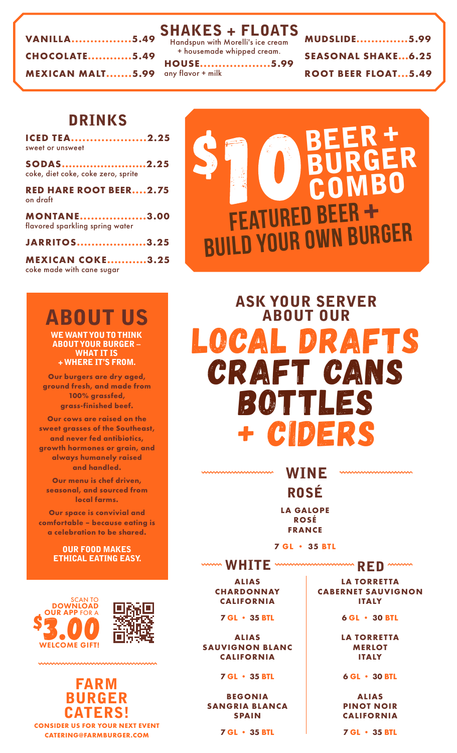## SHAKES + FLOATS

Handspun with Morelli's ice cream + housemade whipped cream.

**VANILLA**................5.49

**CHOCOLATE**............5.49

**MEXICAN MALT**.......5.99

**HOUSE**...................5.99
any flavor + milk

**MUDSLIDE**..............5.99

**SEASONAL SHAKE**...6.25

**ROOT BEER FLOAT**...5.49

## DRINKS

**ICED TEA**.....................2.25
sweet or unsweet

**SODAS**........................2.25
coke, diet coke, coke zero, sprite

**RED HARE ROOT BEER**....2.75
on draft

**MONTANE**..................3.00
flavored sparkling spring water

**JARRITOS**...................3.25

**MEXICAN COKE**...........3.25
coke made with cane sugar

## $10 BEER + BURGER COMBO

FEATURED BEER + BUILD YOUR OWN BURGER

## ABOUT US

**WE WANT YOU TO THINK ABOUT YOUR BURGER – WHAT IT IS + WHERE IT'S FROM.**

Our burgers are dry aged, ground fresh, and made from 100% grassfed, grass-finished beef.

Our cows are raised on the sweet grasses of the Southeast, and never fed antibiotics, growth hormones or grain, and always humanely raised and handled.

Our menu is chef driven, seasonal, and sourced from local farms.

Our space is convivial and comfortable – because eating is a celebration to be shared.

**OUR FOOD MAKES ETHICAL EATING EASY.**

SCAN TO DOWNLOAD OUR APP FOR A $3.00 WELCOME GIFT!

## FARM BURGER CATERS!

CONSIDER US FOR YOUR NEXT EVENT
CATERING@FARMBURGER.COM

## ASK YOUR SERVER ABOUT OUR

LOCAL DRAFTS
CRAFT CANS
BOTTLES
+ CIDERS

## WINE

### ROSÉ

**LA GALOPE ROSÉ FRANCE**
7 GL • 35 BTL

### WHITE

**ALIAS CHARDONNAY CALIFORNIA**
7 GL • 35 BTL

**ALIAS SAUVIGNON BLANC CALIFORNIA**
7 GL • 35 BTL

**BEGONIA SANGRIA BLANCA SPAIN**
7 GL • 35 BTL

### RED

**LA TORRETTA CABERNET SAUVIGNON ITALY**
6 GL • 30 BTL

**LA TORRETTA MERLOT ITALY**
6 GL • 30 BTL

**ALIAS PINOT NOIR CALIFORNIA**
7 GL • 35 BTL